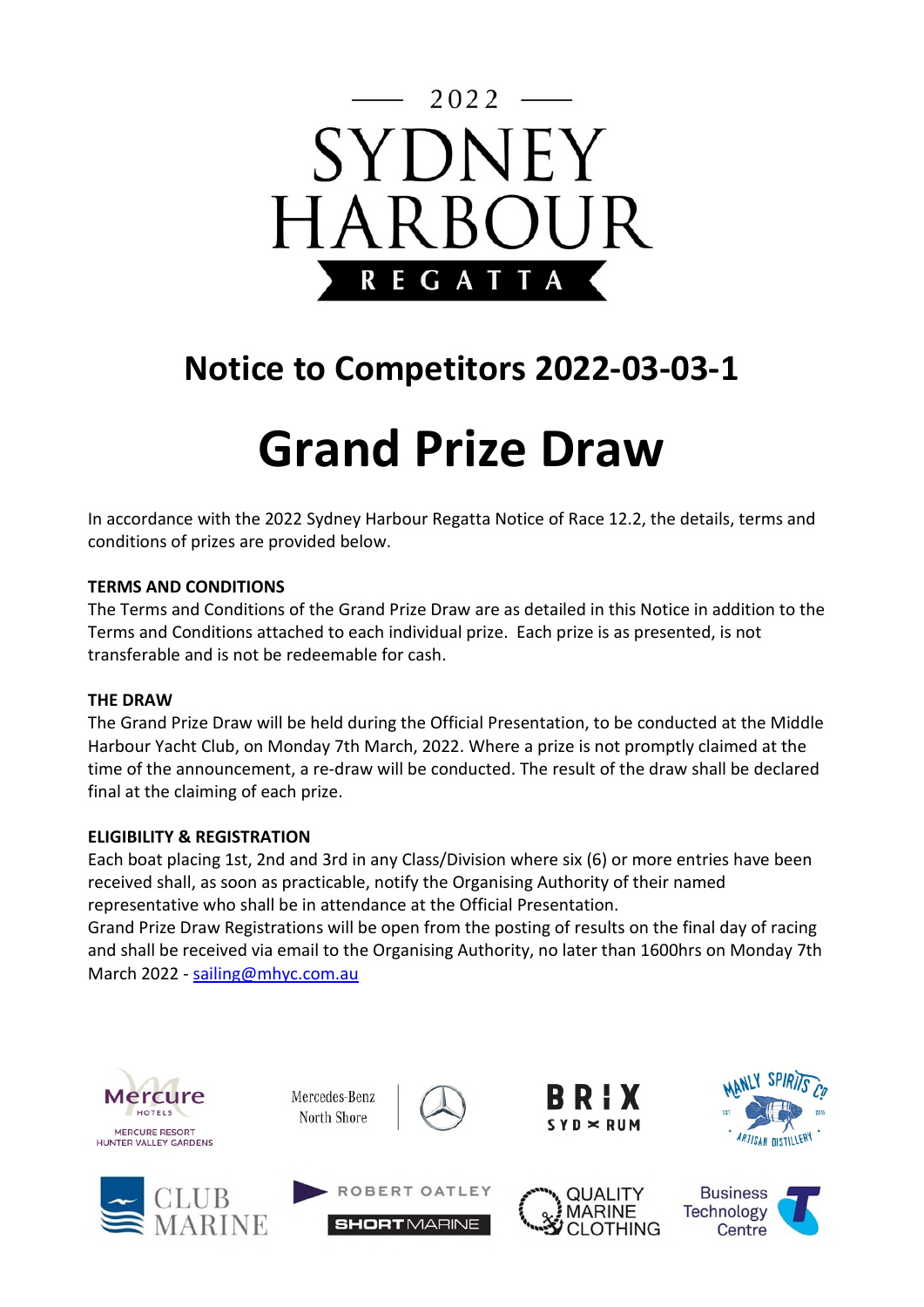2022

# SYDNEY HARBOUR REGATTA

## Notice to Competitors 2022-03-03-1

# Grand Prize Draw

In accordance with the 2022 Sydney Harbour Regatta Notice of Race 12.2, the details, terms and conditions of prizes are provided below.

**TERMS AND CONDITIONS**

The Terms and Conditions of the Grand Prize Draw are as detailed in this Notice in addition to the Terms and Conditions attached to each individual prize. Each prize is as presented, is not transferable and is not be redeemable for cash.

**THE DRAW**

The Grand Prize Draw will be held during the Official Presentation, to be conducted at the Middle Harbour Yacht Club, on Monday 7th March, 2022. Where a prize is not promptly claimed at the time of the announcement, a re-draw will be conducted. The result of the draw shall be declared final at the claiming of each prize.

**ELIGIBILITY & REGISTRATION**

Each boat placing 1st, 2nd and 3rd in any Class/Division where six (6) or more entries have been received shall, as soon as practicable, notify the Organising Authority of their named representative who shall be in attendance at the Official Presentation.

Grand Prize Draw Registrations will be open from the posting of results on the final day of racing and shall be received via email to the Organising Authority, no later than 1600hrs on Monday 7th March 2022 - sailing@mhyc.com.au

Mercure Hotels Mercure Resort Hunter Valley Gardens | Mercedes-Benz North Shore | BRIX SYD RUM | Manly Spirits Co Artisan Distillery | Club Marine | Robert Oatley Short Marine | Quality Marine Clothing | Business Technology Centre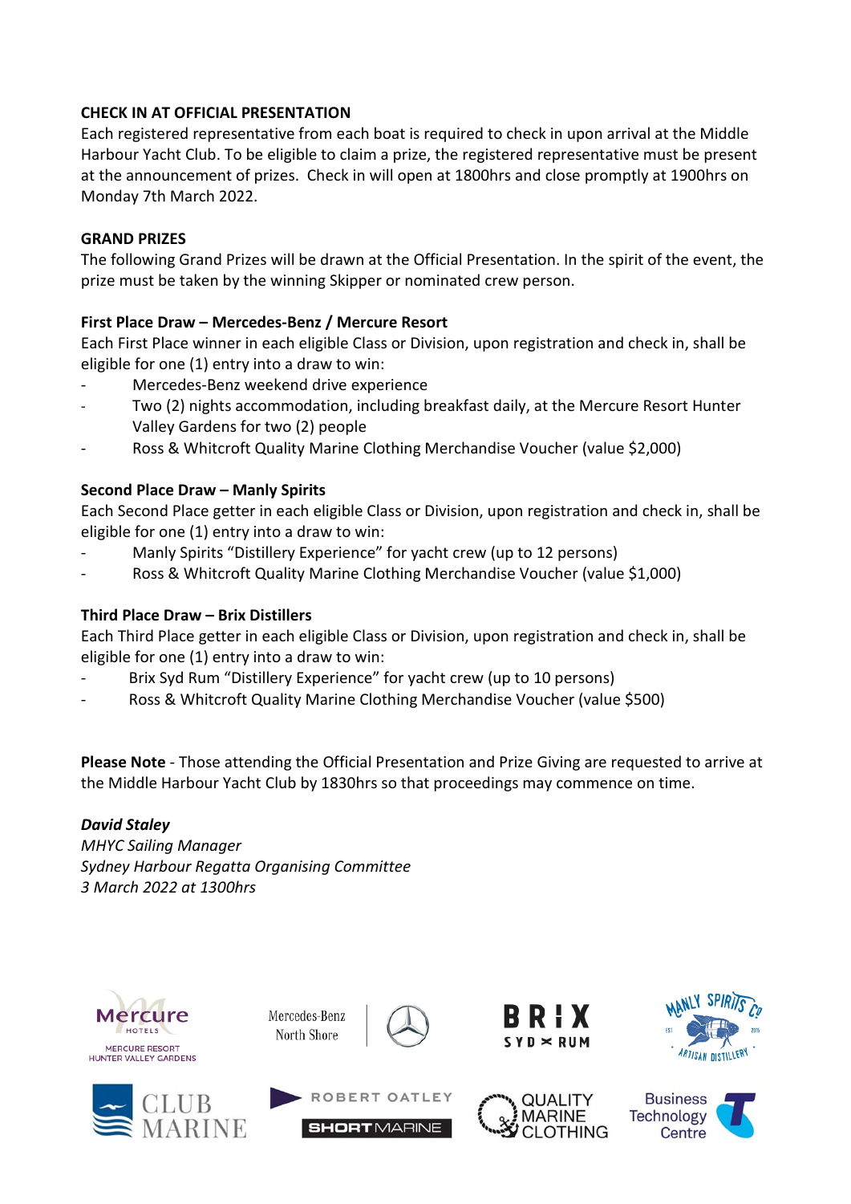**CHECK IN AT OFFICIAL PRESENTATION**

Each registered representative from each boat is required to check in upon arrival at the Middle Harbour Yacht Club. To be eligible to claim a prize, the registered representative must be present at the announcement of prizes. Check in will open at 1800hrs and close promptly at 1900hrs on Monday 7th March 2022.

**GRAND PRIZES**

The following Grand Prizes will be drawn at the Official Presentation. In the spirit of the event, the prize must be taken by the winning Skipper or nominated crew person.

**First Place Draw – Mercedes-Benz / Mercure Resort**

Each First Place winner in each eligible Class or Division, upon registration and check in, shall be eligible for one (1) entry into a draw to win:

- Mercedes-Benz weekend drive experience
- Two (2) nights accommodation, including breakfast daily, at the Mercure Resort Hunter Valley Gardens for two (2) people
- Ross & Whitcroft Quality Marine Clothing Merchandise Voucher (value $2,000)

**Second Place Draw – Manly Spirits**

Each Second Place getter in each eligible Class or Division, upon registration and check in, shall be eligible for one (1) entry into a draw to win:

- Manly Spirits "Distillery Experience" for yacht crew (up to 12 persons)
- Ross & Whitcroft Quality Marine Clothing Merchandise Voucher (value $1,000)

**Third Place Draw – Brix Distillers**

Each Third Place getter in each eligible Class or Division, upon registration and check in, shall be eligible for one (1) entry into a draw to win:

- Brix Syd Rum "Distillery Experience" for yacht crew (up to 10 persons)
- Ross & Whitcroft Quality Marine Clothing Merchandise Voucher (value $500)

**Please Note** - Those attending the Official Presentation and Prize Giving are requested to arrive at the Middle Harbour Yacht Club by 1830hrs so that proceedings may commence on time.

***David Staley***
*MHYC Sailing Manager*
*Sydney Harbour Regatta Organising Committee*
*3 March 2022 at 1300hrs*

Mercure Hotels – Mercure Resort Hunter Valley Gardens
Mercedes-Benz North Shore
BRIX SYD RUM
Manly Spirits Co – Artisan Distillery
Club Marine
Robert Oatley – Short Marine
Quality Marine Clothing
Business Technology Centre